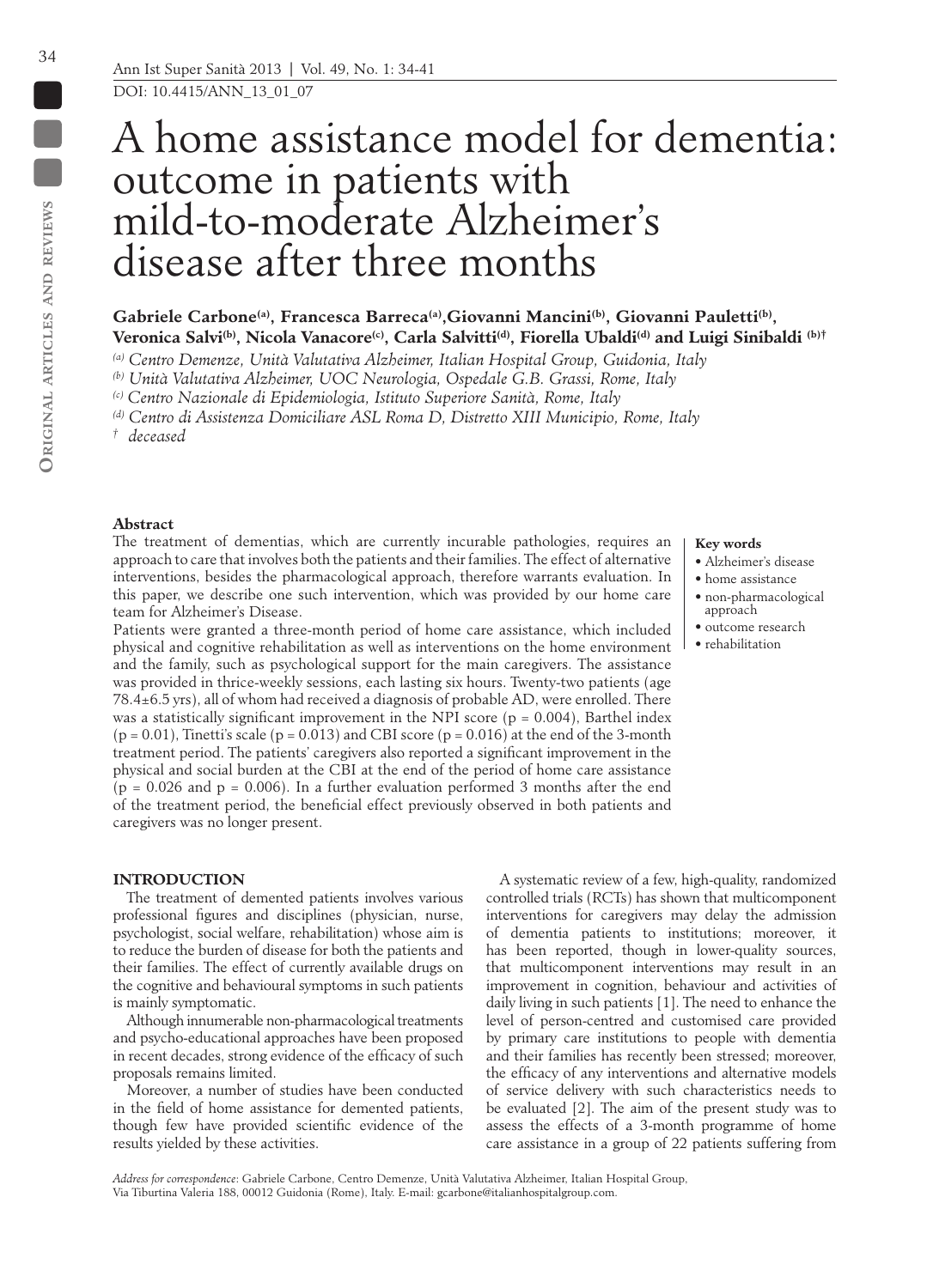DOI: 10.4415/ANN_13_01_07

# A home assistance model for dementia: outcome in patients with mild-to-moderate Alzheimer's disease after three months

**Gabriele Carbone[(a)], Francesca Barreca[(a)], Giovanni Mancini[(b)], Giovanni Pauletti[(b)], Veronica Salvi[(b)], Nicola Vanacore[(c)], Carla Salvitti[(d)], Fiorella Ubaldi[(d)] and Luigi Sinibaldi [(b)†]**

*[(a)] Centro Demenze, Unità Valutativa Alzheimer, Italian Hospital Group, Guidonia, Italy*
*[(b)] Unità Valutativa Alzheimer, UOC Neurologia, Ospedale G.B. Grassi, Rome, Italy*
*[(c)] Centro Nazionale di Epidemiologia, Istituto Superiore Sanità, Rome, Italy*
*[(d)] Centro di Assistenza Domiciliare ASL Roma D, Distretto XIII Municipio, Rome, Italy*
*[†] deceased*

**Abstract**

The treatment of dementias, which are currently incurable pathologies, requires an approach to care that involves both the patients and their families. The effect of alternative interventions, besides the pharmacological approach, therefore warrants evaluation. In this paper, we describe one such intervention, which was provided by our home care team for Alzheimer's Disease.

Patients were granted a three-month period of home care assistance, which included physical and cognitive rehabilitation as well as interventions on the home environment and the family, such as psychological support for the main caregivers. The assistance was provided in thrice-weekly sessions, each lasting six hours. Twenty-two patients (age 78.4±6.5 yrs), all of whom had received a diagnosis of probable AD, were enrolled. There was a statistically significant improvement in the NPI score ($p = 0.004$), Barthel index ($p = 0.01$), Tinetti's scale ($p = 0.013$) and CBI score ($p = 0.016$) at the end of the 3-month treatment period. The patients' caregivers also reported a significant improvement in the physical and social burden at the CBI at the end of the period of home care assistance ($p = 0.026$ and $p = 0.006$). In a further evaluation performed 3 months after the end of the treatment period, the beneficial effect previously observed in both patients and caregivers was no longer present.

**Key words**
- Alzheimer's disease
- home assistance
- non-pharmacological approach
- outcome research
- rehabilitation

## INTRODUCTION

The treatment of demented patients involves various professional figures and disciplines (physician, nurse, psychologist, social welfare, rehabilitation) whose aim is to reduce the burden of disease for both the patients and their families. The effect of currently available drugs on the cognitive and behavioural symptoms in such patients is mainly symptomatic.

Although innumerable non-pharmacological treatments and psycho-educational approaches have been proposed in recent decades, strong evidence of the efficacy of such proposals remains limited.

Moreover, a number of studies have been conducted in the field of home assistance for demented patients, though few have provided scientific evidence of the results yielded by these activities.

A systematic review of a few, high-quality, randomized controlled trials (RCTs) has shown that multicomponent interventions for caregivers may delay the admission of dementia patients to institutions; moreover, it has been reported, though in lower-quality sources, that multicomponent interventions may result in an improvement in cognition, behaviour and activities of daily living in such patients [1]. The need to enhance the level of person-centred and customised care provided by primary care institutions to people with dementia and their families has recently been stressed; moreover, the efficacy of any interventions and alternative models of service delivery with such characteristics needs to be evaluated [2]. The aim of the present study was to assess the effects of a 3-month programme of home care assistance in a group of 22 patients suffering from

*Address for correspondence*: Gabriele Carbone, Centro Demenze, Unità Valutativa Alzheimer, Italian Hospital Group, Via Tiburtina Valeria 188, 00012 Guidonia (Rome), Italy. E-mail: gcarbone@italianhospitalgroup.com.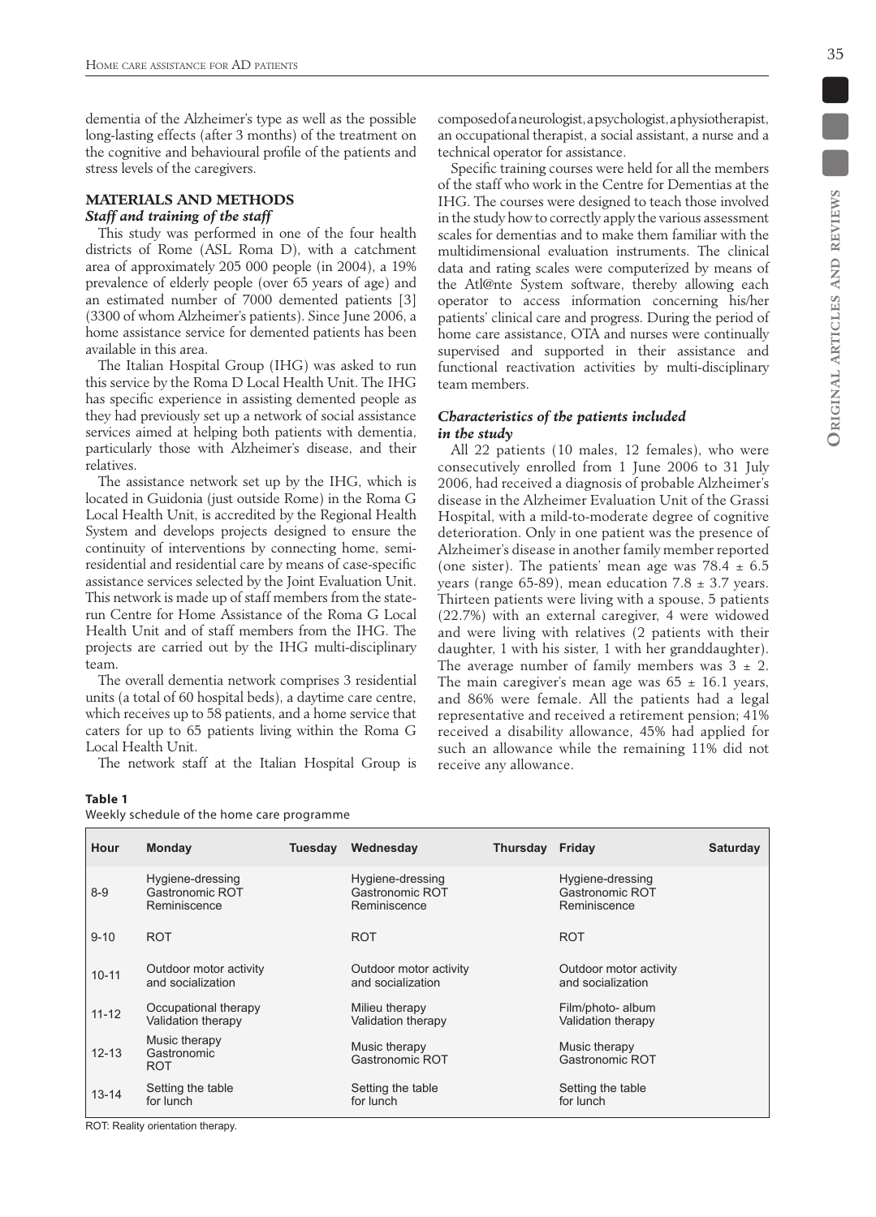dementia of the Alzheimer's type as well as the possible long-lasting effects (after 3 months) of the treatment on the cognitive and behavioural profile of the patients and stress levels of the caregivers.

## MATERIALS AND METHODS

### *Staff and training of the staff*

This study was performed in one of the four health districts of Rome (ASL Roma D), with a catchment area of approximately 205 000 people (in 2004), a 19% prevalence of elderly people (over 65 years of age) and an estimated number of 7000 demented patients [3] (3300 of whom Alzheimer's patients). Since June 2006, a home assistance service for demented patients has been available in this area.

The Italian Hospital Group (IHG) was asked to run this service by the Roma D Local Health Unit. The IHG has specific experience in assisting demented people as they had previously set up a network of social assistance services aimed at helping both patients with dementia, particularly those with Alzheimer's disease, and their relatives.

The assistance network set up by the IHG, which is located in Guidonia (just outside Rome) in the Roma G Local Health Unit, is accredited by the Regional Health System and develops projects designed to ensure the continuity of interventions by connecting home, semi-residential and residential care by means of case-specific assistance services selected by the Joint Evaluation Unit. This network is made up of staff members from the state-run Centre for Home Assistance of the Roma G Local Health Unit and of staff members from the IHG. The projects are carried out by the IHG multi-disciplinary team.

The overall dementia network comprises 3 residential units (a total of 60 hospital beds), a daytime care centre, which receives up to 58 patients, and a home service that caters for up to 65 patients living within the Roma G Local Health Unit.

The network staff at the Italian Hospital Group is composed of a neurologist, a psychologist, a physiotherapist, an occupational therapist, a social assistant, a nurse and a technical operator for assistance.

Specific training courses were held for all the members of the staff who work in the Centre for Dementias at the IHG. The courses were designed to teach those involved in the study how to correctly apply the various assessment scales for dementias and to make them familiar with the multidimensional evaluation instruments. The clinical data and rating scales were computerized by means of the Atl@nte System software, thereby allowing each operator to access information concerning his/her patients' clinical care and progress. During the period of home care assistance, OTA and nurses were continually supervised and supported in their assistance and functional reactivation activities by multi-disciplinary team members.

### *Characteristics of the patients included in the study*

All 22 patients (10 males, 12 females), who were consecutively enrolled from 1 June 2006 to 31 July 2006, had received a diagnosis of probable Alzheimer's disease in the Alzheimer Evaluation Unit of the Grassi Hospital, with a mild-to-moderate degree of cognitive deterioration. Only in one patient was the presence of Alzheimer's disease in another family member reported (one sister). The patients' mean age was $78.4 \pm 6.5$ years (range 65-89), mean education $7.8 \pm 3.7$ years. Thirteen patients were living with a spouse, 5 patients (22.7%) with an external caregiver, 4 were widowed and were living with relatives (2 patients with their daughter, 1 with his sister, 1 with her granddaughter). The average number of family members was $3 \pm 2$. The main caregiver's mean age was $65 \pm 16.1$ years, and 86% were female. All the patients had a legal representative and received a retirement pension; 41% received a disability allowance, 45% had applied for such an allowance while the remaining 11% did not receive any allowance.

**Table 1**
Weekly schedule of the home care programme

| Hour | Monday | Tuesday | Wednesday | Thursday | Friday | Saturday |
|---|---|---|---|---|---|---|
| 8-9 | Hygiene-dressing Gastronomic ROT Reminiscence | | Hygiene-dressing Gastronomic ROT Reminiscence | | Hygiene-dressing Gastronomic ROT Reminiscence | |
| 9-10 | ROT | | ROT | | ROT | |
| 10-11 | Outdoor motor activity and socialization | | Outdoor motor activity and socialization | | Outdoor motor activity and socialization | |
| 11-12 | Occupational therapy Validation therapy | | Milieu therapy Validation therapy | | Film/photo- album Validation therapy | |
| 12-13 | Music therapy Gastronomic ROT | | Music therapy Gastronomic ROT | | Music therapy Gastronomic ROT | |
| 13-14 | Setting the table for lunch | | Setting the table for lunch | | Setting the table for lunch | |

ROT: Reality orientation therapy.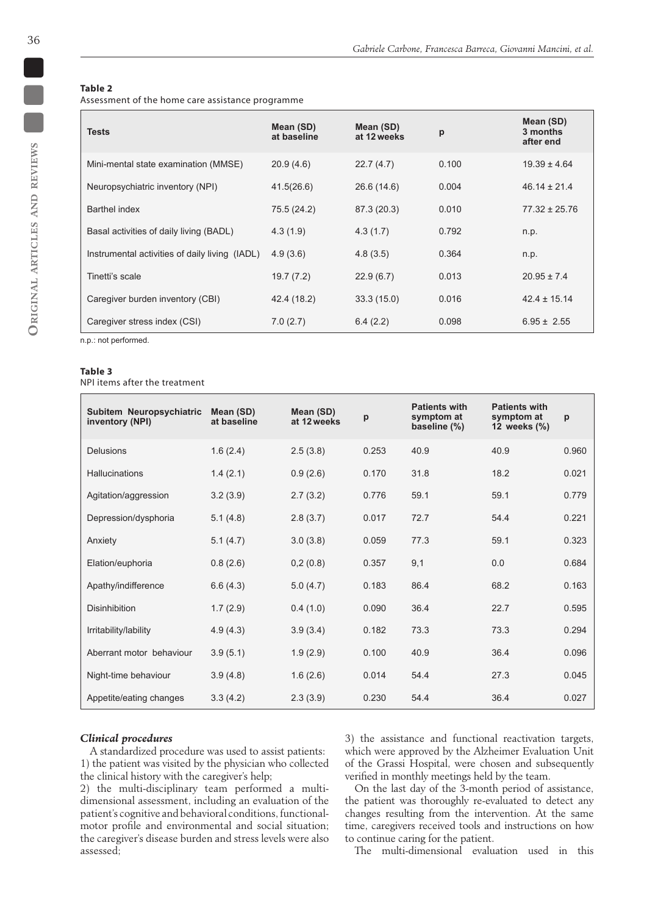**Table 2**
Assessment of the home care assistance programme

| Tests | Mean (SD) at baseline | Mean (SD) at 12 weeks | p | Mean (SD) 3 months after end |
|---|---|---|---|---|
| Mini-mental state examination (MMSE) | 20.9 (4.6) | 22.7 (4.7) | 0.100 | 19.39 ± 4.64 |
| Neuropsychiatric inventory (NPI) | 41.5(26.6) | 26.6 (14.6) | 0.004 | 46.14 ± 21.4 |
| Barthel index | 75.5 (24.2) | 87.3 (20.3) | 0.010 | 77.32 ± 25.76 |
| Basal activities of daily living (BADL) | 4.3 (1.9) | 4.3 (1.7) | 0.792 | n.p. |
| Instrumental activities of daily living (IADL) | 4.9 (3.6) | 4.8 (3.5) | 0.364 | n.p. |
| Tinetti's scale | 19.7 (7.2) | 22.9 (6.7) | 0.013 | 20.95 ± 7.4 |
| Caregiver burden inventory (CBI) | 42.4 (18.2) | 33.3 (15.0) | 0.016 | 42.4 ± 15.14 |
| Caregiver stress index (CSI) | 7.0 (2.7) | 6.4 (2.2) | 0.098 | 6.95 ± 2.55 |

n.p.: not performed.

**Table 3**
NPI items after the treatment

| Subitem Neuropsychiatric inventory (NPI) | Mean (SD) at baseline | Mean (SD) at 12 weeks | p | Patients with symptom at baseline (%) | Patients with symptom at 12 weeks (%) | p |
|---|---|---|---|---|---|---|
| Delusions | 1.6 (2.4) | 2.5 (3.8) | 0.253 | 40.9 | 40.9 | 0.960 |
| Hallucinations | 1.4 (2.1) | 0.9 (2.6) | 0.170 | 31.8 | 18.2 | 0.021 |
| Agitation/aggression | 3.2 (3.9) | 2.7 (3.2) | 0.776 | 59.1 | 59.1 | 0.779 |
| Depression/dysphoria | 5.1 (4.8) | 2.8 (3.7) | 0.017 | 72.7 | 54.4 | 0.221 |
| Anxiety | 5.1 (4.7) | 3.0 (3.8) | 0.059 | 77.3 | 59.1 | 0.323 |
| Elation/euphoria | 0.8 (2.6) | 0,2 (0.8) | 0.357 | 9,1 | 0.0 | 0.684 |
| Apathy/indifference | 6.6 (4.3) | 5.0 (4.7) | 0.183 | 86.4 | 68.2 | 0.163 |
| Disinhibition | 1.7 (2.9) | 0.4 (1.0) | 0.090 | 36.4 | 22.7 | 0.595 |
| Irritability/lability | 4.9 (4.3) | 3.9 (3.4) | 0.182 | 73.3 | 73.3 | 0.294 |
| Aberrant motor behaviour | 3.9 (5.1) | 1.9 (2.9) | 0.100 | 40.9 | 36.4 | 0.096 |
| Night-time behaviour | 3.9 (4.8) | 1.6 (2.6) | 0.014 | 54.4 | 27.3 | 0.045 |
| Appetite/eating changes | 3.3 (4.2) | 2.3 (3.9) | 0.230 | 54.4 | 36.4 | 0.027 |

### *Clinical procedures*

A standardized procedure was used to assist patients:
1) the patient was visited by the physician who collected the clinical history with the caregiver's help;
2) the multi-disciplinary team performed a multi-dimensional assessment, including an evaluation of the patient's cognitive and behavioral conditions, functional-motor profile and environmental and social situation; the caregiver's disease burden and stress levels were also assessed;
3) the assistance and functional reactivation targets, which were approved by the Alzheimer Evaluation Unit of the Grassi Hospital, were chosen and subsequently verified in monthly meetings held by the team.

On the last day of the 3-month period of assistance, the patient was thoroughly re-evaluated to detect any changes resulting from the intervention. At the same time, caregivers received tools and instructions on how to continue caring for the patient.

The multi-dimensional evaluation used in this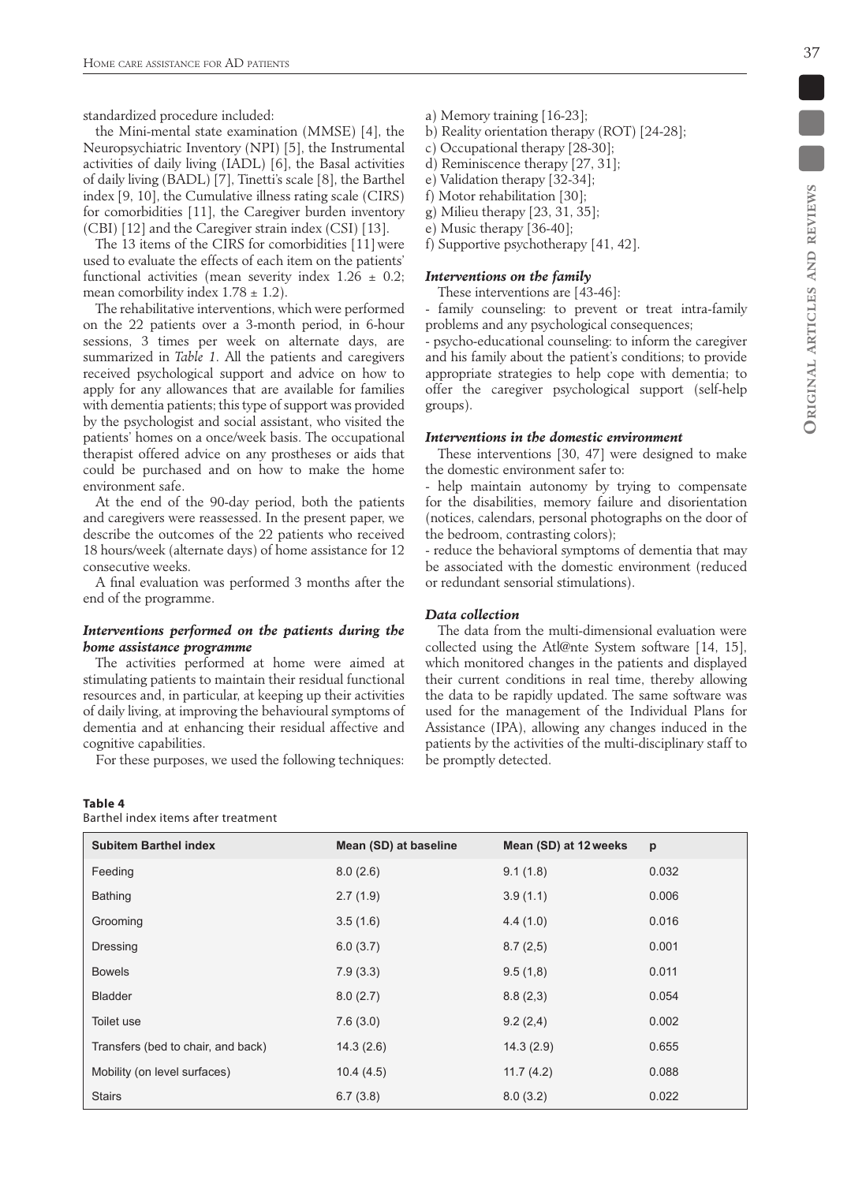standardized procedure included:

the Mini-mental state examination (MMSE) [4], the Neuropsychiatric Inventory (NPI) [5], the Instrumental activities of daily living (IADL) [6], the Basal activities of daily living (BADL) [7], Tinetti's scale [8], the Barthel index [9, 10], the Cumulative illness rating scale (CIRS) for comorbidities [11], the Caregiver burden inventory (CBI) [12] and the Caregiver strain index (CSI) [13].

The 13 items of the CIRS for comorbidities [11] were used to evaluate the effects of each item on the patients' functional activities (mean severity index $1.26 \pm 0.2$; mean comorbility index $1.78 \pm 1.2$).

The rehabilitative interventions, which were performed on the 22 patients over a 3-month period, in 6-hour sessions, 3 times per week on alternate days, are summarized in *Table 1*. All the patients and caregivers received psychological support and advice on how to apply for any allowances that are available for families with dementia patients; this type of support was provided by the psychologist and social assistant, who visited the patients' homes on a once/week basis. The occupational therapist offered advice on any prostheses or aids that could be purchased and on how to make the home environment safe.

At the end of the 90-day period, both the patients and caregivers were reassessed. In the present paper, we describe the outcomes of the 22 patients who received 18 hours/week (alternate days) of home assistance for 12 consecutive weeks.

A final evaluation was performed 3 months after the end of the programme.

### *Interventions performed on the patients during the home assistance programme*

The activities performed at home were aimed at stimulating patients to maintain their residual functional resources and, in particular, at keeping up their activities of daily living, at improving the behavioural symptoms of dementia and at enhancing their residual affective and cognitive capabilities.

For these purposes, we used the following techniques:

a) Memory training [16-23];
b) Reality orientation therapy (ROT) [24-28];
c) Occupational therapy [28-30];
d) Reminiscence therapy [27, 31];
e) Validation therapy [32-34];
f) Motor rehabilitation [30];
g) Milieu therapy [23, 31, 35];
e) Music therapy [36-40];
f) Supportive psychotherapy [41, 42].

### *Interventions on the family*

These interventions are [43-46]:

- family counseling: to prevent or treat intra-family problems and any psychological consequences;
- psycho-educational counseling: to inform the caregiver and his family about the patient's conditions; to provide appropriate strategies to help cope with dementia; to offer the caregiver psychological support (self-help groups).

### *Interventions in the domestic environment*

These interventions [30, 47] were designed to make the domestic environment safer to:

- help maintain autonomy by trying to compensate for the disabilities, memory failure and disorientation (notices, calendars, personal photographs on the door of the bedroom, contrasting colors);
- reduce the behavioral symptoms of dementia that may be associated with the domestic environment (reduced or redundant sensorial stimulations).

### *Data collection*

The data from the multi-dimensional evaluation were collected using the Atl@nte System software [14, 15], which monitored changes in the patients and displayed their current conditions in real time, thereby allowing the data to be rapidly updated. The same software was used for the management of the Individual Plans for Assistance (IPA), allowing any changes induced in the patients by the activities of the multi-disciplinary staff to be promptly detected.

**Table 4**
Barthel index items after treatment

| Subitem Barthel index | Mean (SD) at baseline | Mean (SD) at 12 weeks | p |
|---|---|---|---|
| Feeding | 8.0 (2.6) | 9.1 (1.8) | 0.032 |
| Bathing | 2.7 (1.9) | 3.9 (1.1) | 0.006 |
| Grooming | 3.5 (1.6) | 4.4 (1.0) | 0.016 |
| Dressing | 6.0 (3.7) | 8.7 (2,5) | 0.001 |
| Bowels | 7.9 (3.3) | 9.5 (1,8) | 0.011 |
| Bladder | 8.0 (2.7) | 8.8 (2,3) | 0.054 |
| Toilet use | 7.6 (3.0) | 9.2 (2,4) | 0.002 |
| Transfers (bed to chair, and back) | 14.3 (2.6) | 14.3 (2.9) | 0.655 |
| Mobility (on level surfaces) | 10.4 (4.5) | 11.7 (4.2) | 0.088 |
| Stairs | 6.7 (3.8) | 8.0 (3.2) | 0.022 |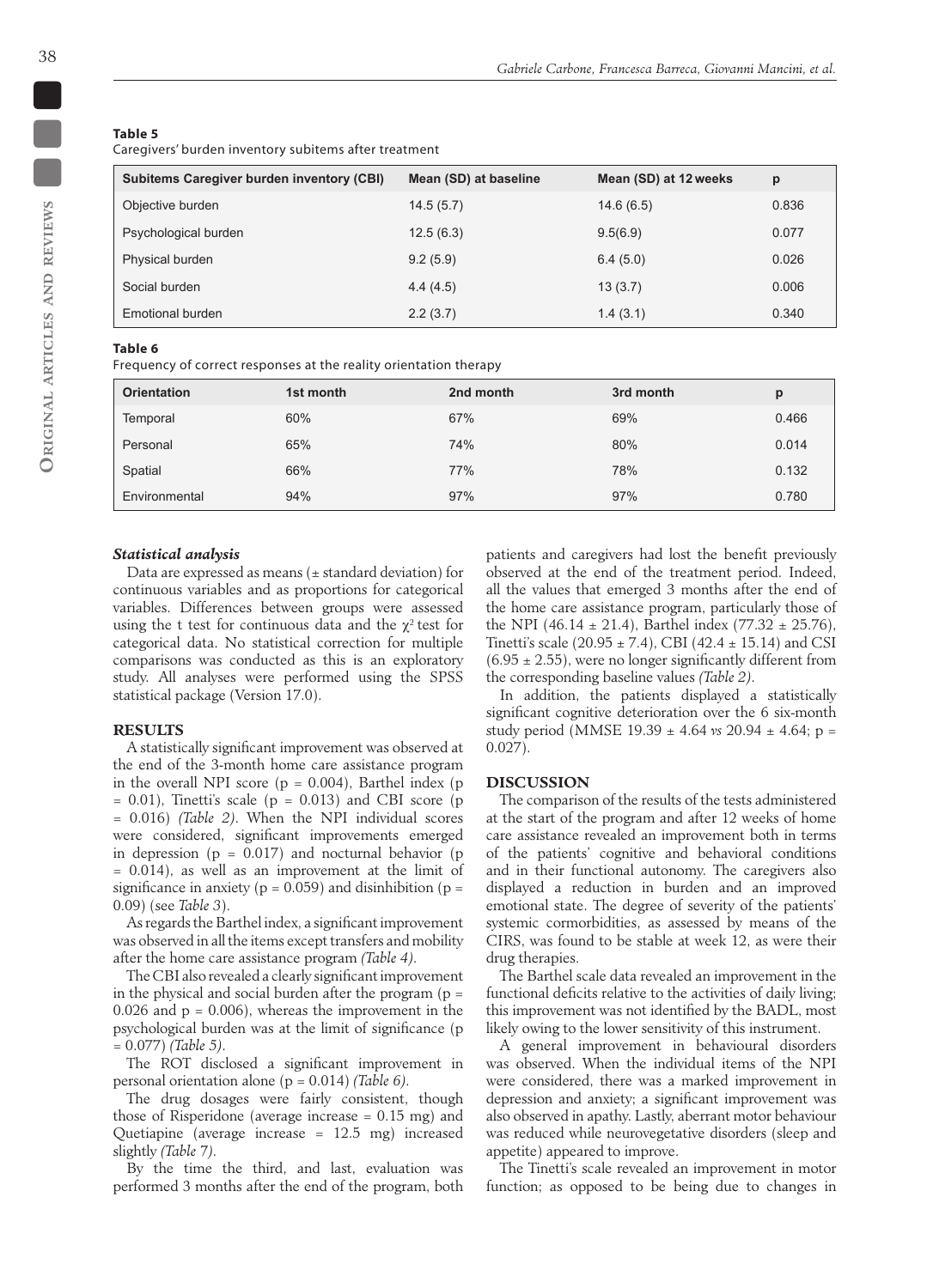**Table 5**
Caregivers' burden inventory subitems after treatment

| Subitems Caregiver burden inventory (CBI) | Mean (SD) at baseline | Mean (SD) at 12 weeks | p |
|---|---|---|---|
| Objective burden | 14.5 (5.7) | 14.6 (6.5) | 0.836 |
| Psychological burden | 12.5 (6.3) | 9.5(6.9) | 0.077 |
| Physical burden | 9.2 (5.9) | 6.4 (5.0) | 0.026 |
| Social burden | 4.4 (4.5) | 13 (3.7) | 0.006 |
| Emotional burden | 2.2 (3.7) | 1.4 (3.1) | 0.340 |

**Table 6**
Frequency of correct responses at the reality orientation therapy

| Orientation | 1st month | 2nd month | 3rd month | p |
|---|---|---|---|---|
| Temporal | 60% | 67% | 69% | 0.466 |
| Personal | 65% | 74% | 80% | 0.014 |
| Spatial | 66% | 77% | 78% | 0.132 |
| Environmental | 94% | 97% | 97% | 0.780 |

### *Statistical analysis*

Data are expressed as means (± standard deviation) for continuous variables and as proportions for categorical variables. Differences between groups were assessed using the t test for continuous data and the $\chi^2$ test for categorical data. No statistical correction for multiple comparisons was conducted as this is an exploratory study. All analyses were performed using the SPSS statistical package (Version 17.0).

## RESULTS

A statistically significant improvement was observed at the end of the 3-month home care assistance program in the overall NPI score (p = 0.004), Barthel index (p = 0.01), Tinetti's scale (p = 0.013) and CBI score (p = 0.016) *(Table 2)*. When the NPI individual scores were considered, significant improvements emerged in depression (p = 0.017) and nocturnal behavior (p = 0.014), as well as an improvement at the limit of significance in anxiety (p = 0.059) and disinhibition (p = 0.09) (see *Table 3*).

As regards the Barthel index, a significant improvement was observed in all the items except transfers and mobility after the home care assistance program *(Table 4)*.

The CBI also revealed a clearly significant improvement in the physical and social burden after the program (p = 0.026 and p = 0.006), whereas the improvement in the psychological burden was at the limit of significance (p = 0.077) *(Table 5)*.

The ROT disclosed a significant improvement in personal orientation alone (p = 0.014) *(Table 6)*.

The drug dosages were fairly consistent, though those of Risperidone (average increase = 0.15 mg) and Quetiapine (average increase = 12.5 mg) increased slightly *(Table 7)*.

By the time the third, and last, evaluation was performed 3 months after the end of the program, both patients and caregivers had lost the benefit previously observed at the end of the treatment period. Indeed, all the values that emerged 3 months after the end of the home care assistance program, particularly those of the NPI (46.14 ± 21.4), Barthel index (77.32 ± 25.76), Tinetti's scale (20.95 ± 7.4), CBI (42.4 ± 15.14) and CSI (6.95 ± 2.55), were no longer significantly different from the corresponding baseline values *(Table 2)*.

In addition, the patients displayed a statistically significant cognitive deterioration over the 6 six-month study period (MMSE 19.39 ± 4.64 *vs* 20.94 ± 4.64; p = 0.027).

## DISCUSSION

The comparison of the results of the tests administered at the start of the program and after 12 weeks of home care assistance revealed an improvement both in terms of the patients' cognitive and behavioral conditions and in their functional autonomy. The caregivers also displayed a reduction in burden and an improved emotional state. The degree of severity of the patients' systemic cormorbidities, as assessed by means of the CIRS, was found to be stable at week 12, as were their drug therapies.

The Barthel scale data revealed an improvement in the functional deficits relative to the activities of daily living; this improvement was not identified by the BADL, most likely owing to the lower sensitivity of this instrument.

A general improvement in behavioural disorders was observed. When the individual items of the NPI were considered, there was a marked improvement in depression and anxiety; a significant improvement was also observed in apathy. Lastly, aberrant motor behaviour was reduced while neurovegetative disorders (sleep and appetite) appeared to improve.

The Tinetti's scale revealed an improvement in motor function; as opposed to be being due to changes in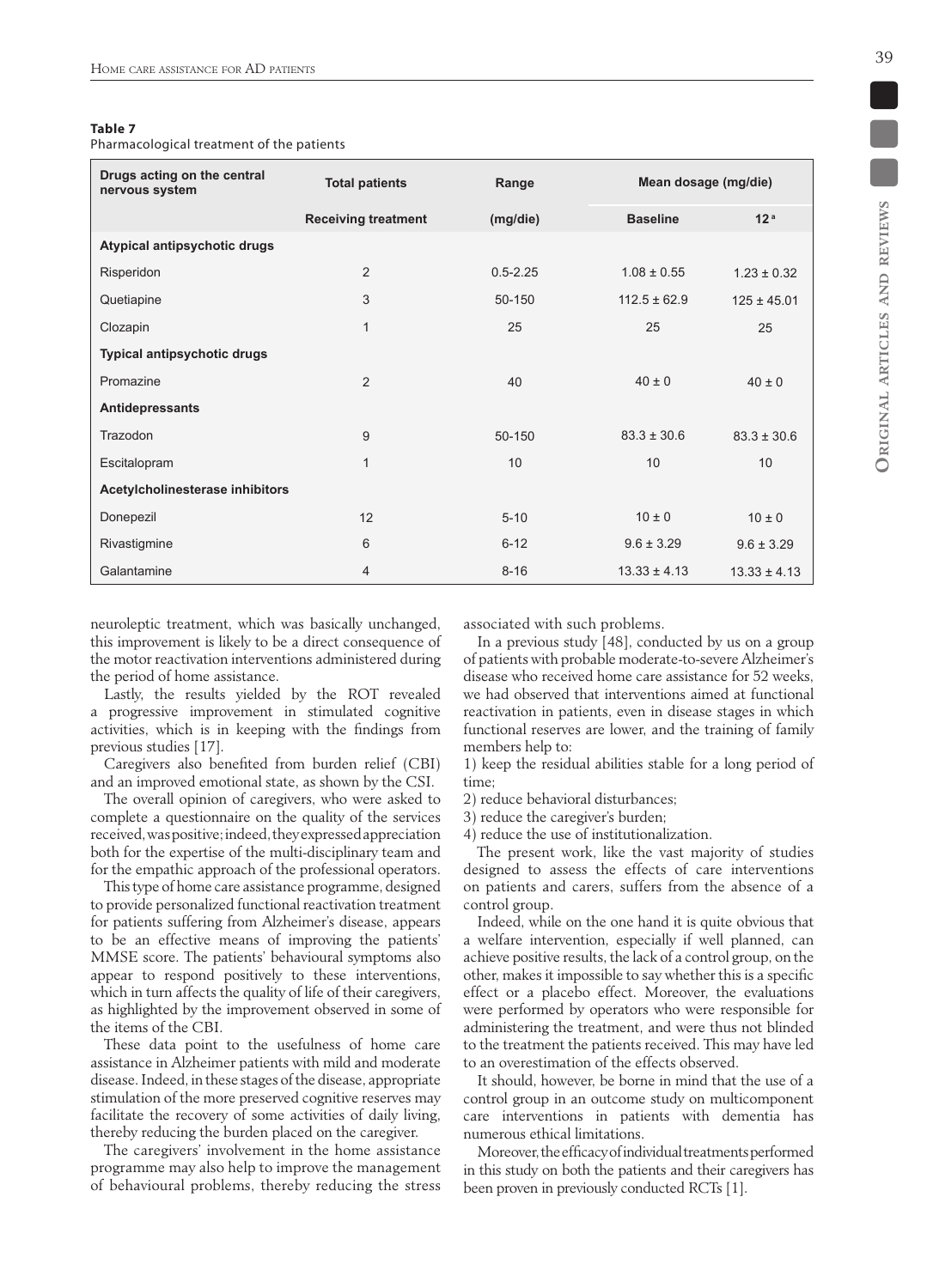**Table 7**
Pharmacological treatment of the patients

| Drugs acting on the central nervous system | Total patients | Range | Mean dosage (mg/die) | |
|---|---|---|---|---|
| | Receiving treatment | (mg/die) | Baseline | 12[a] |
| **Atypical antipsychotic drugs** | | | | |
| Risperidon | 2 | 0.5-2.25 | 1.08 ± 0.55 | 1.23 ± 0.32 |
| Quetiapine | 3 | 50-150 | 112.5 ± 62.9 | 125 ± 45.01 |
| Clozapin | 1 | 25 | 25 | 25 |
| **Typical antipsychotic drugs** | | | | |
| Promazine | 2 | 40 | 40 ± 0 | 40 ± 0 |
| **Antidepressants** | | | | |
| Trazodon | 9 | 50-150 | 83.3 ± 30.6 | 83.3 ± 30.6 |
| Escitalopram | 1 | 10 | 10 | 10 |
| **Acetylcholinesterase inhibitors** | | | | |
| Donepezil | 12 | 5-10 | 10 ± 0 | 10 ± 0 |
| Rivastigmine | 6 | 6-12 | 9.6 ± 3.29 | 9.6 ± 3.29 |
| Galantamine | 4 | 8-16 | 13.33 ± 4.13 | 13.33 ± 4.13 |

neuroleptic treatment, which was basically unchanged, this improvement is likely to be a direct consequence of the motor reactivation interventions administered during the period of home assistance.

Lastly, the results yielded by the ROT revealed a progressive improvement in stimulated cognitive activities, which is in keeping with the findings from previous studies [17].

Caregivers also benefited from burden relief (CBI) and an improved emotional state, as shown by the CSI.

The overall opinion of caregivers, who were asked to complete a questionnaire on the quality of the services received, was positive; indeed, they expressed appreciation both for the expertise of the multi-disciplinary team and for the empathic approach of the professional operators.

This type of home care assistance programme, designed to provide personalized functional reactivation treatment for patients suffering from Alzheimer's disease, appears to be an effective means of improving the patients' MMSE score. The patients' behavioural symptoms also appear to respond positively to these interventions, which in turn affects the quality of life of their caregivers, as highlighted by the improvement observed in some of the items of the CBI.

These data point to the usefulness of home care assistance in Alzheimer patients with mild and moderate disease. Indeed, in these stages of the disease, appropriate stimulation of the more preserved cognitive reserves may facilitate the recovery of some activities of daily living, thereby reducing the burden placed on the caregiver.

The caregivers' involvement in the home assistance programme may also help to improve the management of behavioural problems, thereby reducing the stress associated with such problems.

In a previous study [48], conducted by us on a group of patients with probable moderate-to-severe Alzheimer's disease who received home care assistance for 52 weeks, we had observed that interventions aimed at functional reactivation in patients, even in disease stages in which functional reserves are lower, and the training of family members help to:

1) keep the residual abilities stable for a long period of time;
2) reduce behavioral disturbances;
3) reduce the caregiver's burden;
4) reduce the use of institutionalization.

The present work, like the vast majority of studies designed to assess the effects of care interventions on patients and carers, suffers from the absence of a control group.

Indeed, while on the one hand it is quite obvious that a welfare intervention, especially if well planned, can achieve positive results, the lack of a control group, on the other, makes it impossible to say whether this is a specific effect or a placebo effect. Moreover, the evaluations were performed by operators who were responsible for administering the treatment, and were thus not blinded to the treatment the patients received. This may have led to an overestimation of the effects observed.

It should, however, be borne in mind that the use of a control group in an outcome study on multicomponent care interventions in patients with dementia has numerous ethical limitations.

Moreover, the efficacy of individual treatments performed in this study on both the patients and their caregivers has been proven in previously conducted RCTs [1].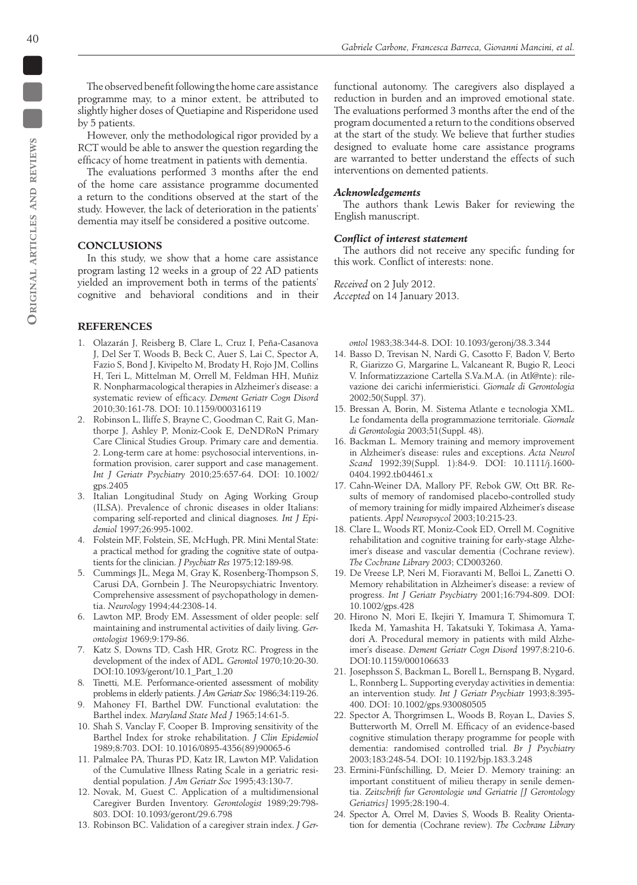The observed benefit following the home care assistance programme may, to a minor extent, be attributed to slightly higher doses of Quetiapine and Risperidone used by 5 patients.

However, only the methodological rigor provided by a RCT would be able to answer the question regarding the efficacy of home treatment in patients with dementia.

The evaluations performed 3 months after the end of the home care assistance programme documented a return to the conditions observed at the start of the study. However, the lack of deterioration in the patients' dementia may itself be considered a positive outcome.

## CONCLUSIONS

In this study, we show that a home care assistance program lasting 12 weeks in a group of 22 AD patients yielded an improvement both in terms of the patients' cognitive and behavioral conditions and in their functional autonomy. The caregivers also displayed a reduction in burden and an improved emotional state. The evaluations performed 3 months after the end of the program documented a return to the conditions observed at the start of the study. We believe that further studies designed to evaluate home care assistance programs are warranted to better understand the effects of such interventions on demented patients.

### *Acknowledgements*

The authors thank Lewis Baker for reviewing the English manuscript.

### *Conflict of interest statement*

The authors did not receive any specific funding for this work. Conflict of interests: none.

*Received* on 2 July 2012.
*Accepted* on 14 January 2013.

## REFERENCES

1. Olazarán J, Reisberg B, Clare L, Cruz I, Peña-Casanova J, Del Ser T, Woods B, Beck C, Auer S, Lai C, Spector A, Fazio S, Bond J, Kivipelto M, Brodaty H, Rojo JM, Collins H, Teri L, Mittelman M, Orrell M, Feldman HH, Muñiz R. Nonpharmacological therapies in Alzheimer's disease: a systematic review of efficacy. *Dement Geriatr Cogn Disord* 2010;30:161-78. DOI: 10.1159/000316119
2. Robinson L, Iliffe S, Brayne C, Goodman C, Rait G, Manthorpe J, Ashley P, Moniz-Cook E, DeNDRoN Primary Care Clinical Studies Group. Primary care and dementia. 2. Long-term care at home: psychosocial interventions, information provision, carer support and case management. *Int J Geriatr Psychiatry* 2010;25:657-64. DOI: 10.1002/gps.2405
3. Italian Longitudinal Study on Aging Working Group (ILSA). Prevalence of chronic diseases in older Italians: comparing self-reported and clinical diagnoses. *Int J Epidemiol* 1997;26:995-1002.
4. Folstein MF, Folstein, SE, McHugh, PR. Mini Mental State: a practical method for grading the cognitive state of outpatients for the clinician. *J Psychiatr Res* 1975;12:189-98.
5. Cummings JL, Mega M, Gray K, Rosenberg-Thompson S, Carusi DA, Gornbein J. The Neuropsychiatric Inventory. Comprehensive assessment of psychopathology in dementia. *Neurology* 1994;44:2308-14.
6. Lawton MP, Brody EM. Assessment of older people: self maintaining and instrumental activities of daily living. *Gerontologist* 1969;9:179-86.
7. Katz S, Downs TD, Cash HR, Grotz RC. Progress in the development of the index of ADL. *Gerontol* 1970;10:20-30. DOI:10.1093/geront/10.1_Part_1.20
8. Tinetti, M.E. Performance-oriented assessment of mobility problems in elderly patients. *J Am Geriatr Soc* 1986;34:119-26.
9. Mahoney FI, Barthel DW. Functional evalutation: the Barthel index. *Maryland State Med J* 1965;14:61-5.
10. Shah S, Vanclay F, Cooper B. Improving sensitivity of the Barthel Index for stroke rehabilitation. *J Clin Epidemiol* 1989;8:703. DOI: 10.1016/0895-4356(89)90065-6
11. Palmalee PA, Thuras PD, Katz IR, Lawton MP. Validation of the Cumulative Illness Rating Scale in a geriatric residential population. *J Am Geriatr Soc* 1995;43:130-7.
12. Novak, M, Guest C. Application of a multidimensional Caregiver Burden Inventory. *Gerontologist* 1989;29:798-803. DOI: 10.1093/geront/29.6.798
13. Robinson BC. Validation of a caregiver strain index. *J Gerontol* 1983;38:344-8. DOI: 10.1093/geronj/38.3.344
14. Basso D, Trevisan N, Nardi G, Casotto F, Badon V, Berto R, Giarizzo G, Margarine L, Valcaneant R, Bugio R, Leoci V. Informatizzazione Cartella S.Va.M.A. (in Atl@nte): rilevazione dei carichi infermieristici. *Giornale di Gerontologia* 2002;50(Suppl. 37).
15. Bressan A, Borin, M. Sistema Atlante e tecnologia XML. Le fondamenta della programmazione territoriale. *Giornale di Gerontologia* 2003;51(Suppl. 48).
16. Backman L. Memory training and memory improvement in Alzheimer's disease: rules and exceptions. *Acta Neurol Scand* 1992;39(Suppl. 1):84-9. DOI: 10.1111/j.1600-0404.1992.tb04461.x
17. Cahn-Weiner DA, Mallory PF, Rebok GW, Ott BR. Results of memory of randomised placebo-controlled study of memory training for midly impaired Alzheimer's disease patients. *Appl Neuropsycol* 2003;10:215-23.
18. Clare L, Woods RT, Moniz-Cook ED, Orrell M. Cognitive rehabilitation and cognitive training for early-stage Alzheimer's disease and vascular dementia (Cochrane review). *The Cochrane Library 2003*; CD003260.
19. De Vreese LP, Neri M, Fioravanti M, Belloi L, Zanetti O. Memory rehabilitation in Alzheimer's disease: a review of progress. *Int J Geriatr Psychiatry* 2001;16:794-809. DOI: 10.1002/gps.428
20. Hirono N, Mori E, Ikejiri Y, Imamura T, Shimomura T, Ikeda M, Yamashita H, Takatsuki Y, Tokimasa A, Yamadori A. Procedural memory in patients with mild Alzheimer's disease. *Dement Geriatr Cogn Disord* 1997;8:210-6. DOI:10.1159/000106633
21. Josephsson S, Backman L, Borell L, Bernspang B, Nygard, L, Ronnberg L. Supporting everyday activities in dementia: an intervention study. *Int J Geriatr Psychiatr* 1993;8:395-400. DOI: 10.1002/gps.930080505
22. Spector A, Thorgrimsen L, Woods B, Royan L, Davies S, Butterworth M, Orrell M. Efficacy of an evidence-based cognitive stimulation therapy programme for people with dementia: randomised controlled trial. *Br J Psychiatry* 2003;183:248-54. DOI: 10.1192/bjp.183.3.248
23. Ermini-Fünfschilling, D, Meier D. Memory training: an important constituent of milieu therapy in senile dementia. *Zeitschrift fur Gerontologie und Geriatrie [J Gerontology Geriatrics]* 1995;28:190-4.
24. Spector A, Orrel M, Davies S, Woods B. Reality Orientation for dementia (Cochrane review). *The Cochrane Library*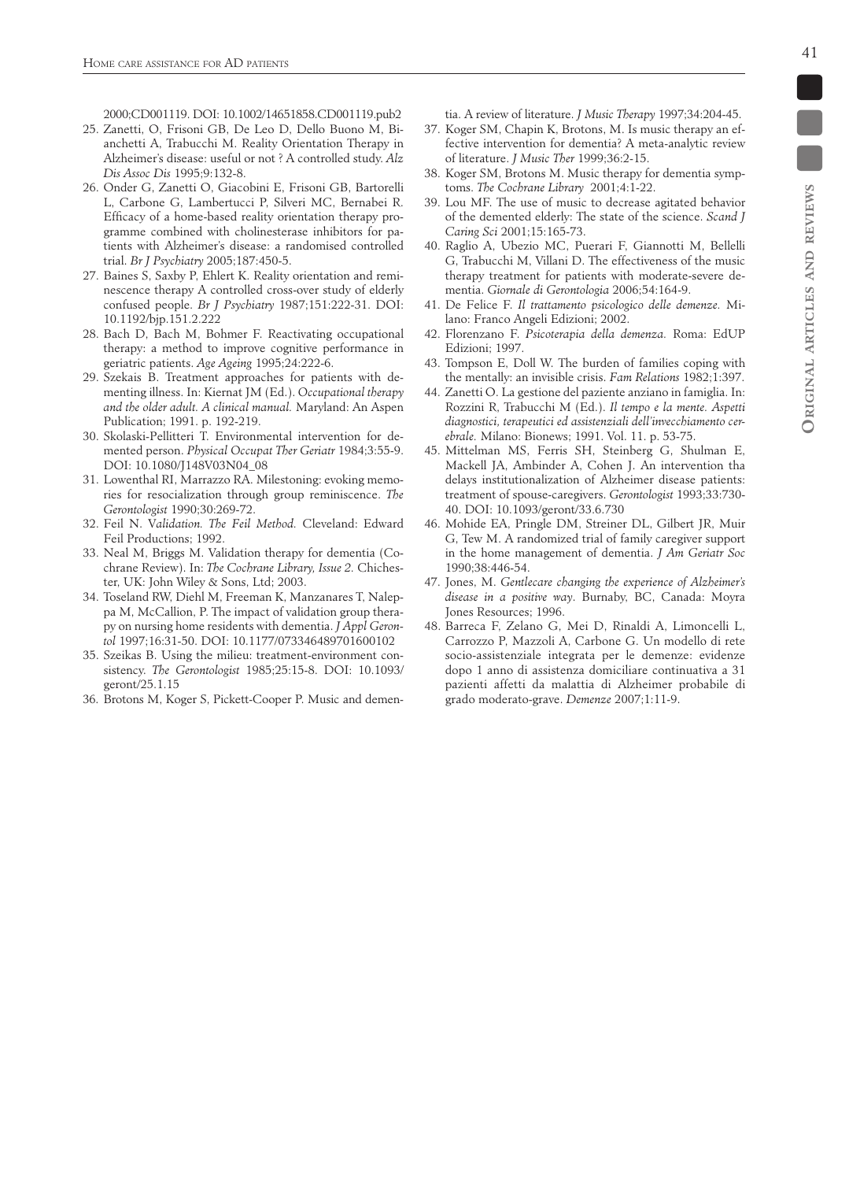2000;CD001119. DOI: 10.1002/14651858.CD001119.pub2

25. Zanetti, O, Frisoni GB, De Leo D, Dello Buono M, Bianchetti A, Trabucchi M. Reality Orientation Therapy in Alzheimer's disease: useful or not ? A controlled study. *Alz Dis Assoc Dis* 1995;9:132-8.
26. Onder G, Zanetti O, Giacobini E, Frisoni GB, Bartorelli L, Carbone G, Lambertucci P, Silveri MC, Bernabei R. Efficacy of a home-based reality orientation therapy programme combined with cholinesterase inhibitors for patients with Alzheimer's disease: a randomised controlled trial. *Br J Psychiatry* 2005;187:450-5.
27. Baines S, Saxby P, Ehlert K. Reality orientation and reminescence therapy A controlled cross-over study of elderly confused people. *Br J Psychiatry* 1987;151:222-31. DOI: 10.1192/bjp.151.2.222
28. Bach D, Bach M, Bohmer F. Reactivating occupational therapy: a method to improve cognitive performance in geriatric patients. *Age Ageing* 1995;24:222-6.
29. Szekais B. Treatment approaches for patients with dementing illness. In: Kiernat JM (Ed.). *Occupational therapy and the older adult. A clinical manual.* Maryland: An Aspen Publication; 1991. p. 192-219.
30. Skolaski-Pellitteri T. Environmental intervention for demented person. *Physical Occupat Ther Geriatr* 1984;3:55-9. DOI: 10.1080/J148V03N04_08
31. Lowenthal RI, Marrazzo RA. Milestoning: evoking memories for resocialization through group reminiscence. *The Gerontologist* 1990;30:269-72.
32. Feil N. *Validation. The Feil Method.* Cleveland: Edward Feil Productions; 1992.
33. Neal M, Briggs M. Validation therapy for dementia (Cochrane Review). In: *The Cochrane Library, Issue 2.* Chichester, UK: John Wiley & Sons, Ltd; 2003.
34. Toseland RW, Diehl M, Freeman K, Manzanares T, Naleppa M, McCallion, P. The impact of validation group therapy on nursing home residents with dementia. *J Appl Gerontol* 1997;16:31-50. DOI: 10.1177/073346489701600102
35. Szeikas B. Using the milieu: treatment-environment consistency. *The Gerontologist* 1985;25:15-8. DOI: 10.1093/geront/25.1.15
36. Brotons M, Koger S, Pickett-Cooper P. Music and dementia. A review of literature. *J Music Therapy* 1997;34:204-45.
37. Koger SM, Chapin K, Brotons, M. Is music therapy an effective intervention for dementia? A meta-analytic review of literature. *J Music Ther* 1999;36:2-15.
38. Koger SM, Brotons M. Music therapy for dementia symptoms. *The Cochrane Library* 2001;4:1-22.
39. Lou MF. The use of music to decrease agitated behavior of the demented elderly: The state of the science. *Scand J Caring Sci* 2001;15:165-73.
40. Raglio A, Ubezio MC, Puerari F, Giannotti M, Bellelli G, Trabucchi M, Villani D. The effectiveness of the music therapy treatment for patients with moderate-severe dementia. *Giornale di Gerontologia* 2006;54:164-9.
41. De Felice F. *Il trattamento psicologico delle demenze.* Milano: Franco Angeli Edizioni; 2002.
42. Florenzano F. *Psicoterapia della demenza.* Roma: EdUP Edizioni; 1997.
43. Tompson E, Doll W. The burden of families coping with the mentally: an invisible crisis. *Fam Relations* 1982;1:397.
44. Zanetti O. La gestione del paziente anziano in famiglia. In: Rozzini R, Trabucchi M (Ed.). *Il tempo e la mente. Aspetti diagnostici, terapeutici ed assistenziali dell'invecchiamento cerebrale.* Milano: Bionews; 1991. Vol. 11. p. 53-75.
45. Mittelman MS, Ferris SH, Steinberg G, Shulman E, Mackell JA, Ambinder A, Cohen J. An intervention tha delays institutionalization of Alzheimer disease patients: treatment of spouse-caregivers. *Gerontologist* 1993;33:730-40. DOI: 10.1093/geront/33.6.730
46. Mohide EA, Pringle DM, Streiner DL, Gilbert JR, Muir G, Tew M. A randomized trial of family caregiver support in the home management of dementia. *J Am Geriatr Soc* 1990;38:446-54.
47. Jones, M. *Gentlecare changing the experience of Alzheimer's disease in a positive way*. Burnaby, BC, Canada: Moyra Jones Resources; 1996.
48. Barreca F, Zelano G, Mei D, Rinaldi A, Limoncelli L, Carrozzo P, Mazzoli A, Carbone G. Un modello di rete socio-assistenziale integrata per le demenze: evidenze dopo 1 anno di assistenza domiciliare continuativa a 31 pazienti affetti da malattia di Alzheimer probabile di grado moderato-grave. *Demenze* 2007;1:11-9.